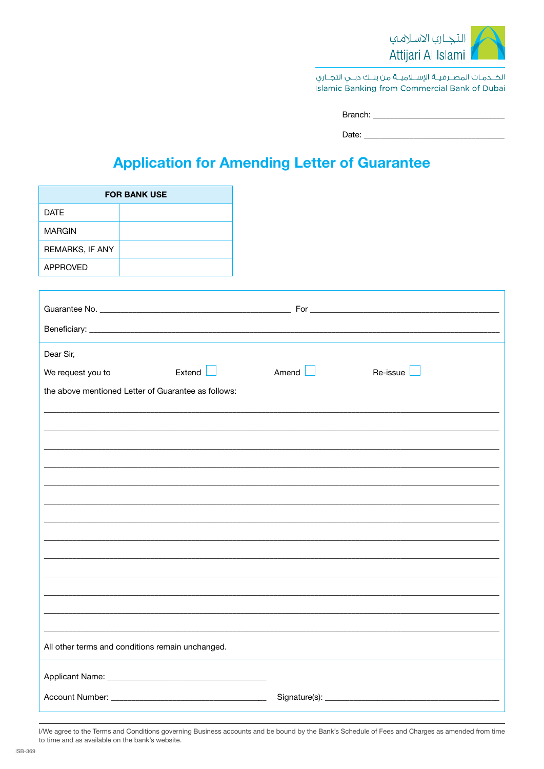التجاري الاسلامي
Attijari Al Islami

الخدمات المصرفية الإسلامية من بنك دبي التجاري
Islamic Banking from Commercial Bank of Dubai

Branch: ______________________________

Date: ________________________________

# Application for Amending Letter of Guarantee

| FOR BANK USE | |
|---|---|
| DATE | |
| MARGIN | |
| REMARKS, IF ANY | |
| APPROVED | |

Guarantee No. ______________________________ For ______________________________

Beneficiary: __________________________________________________________________

Dear Sir,

We request you to Extend ☐ Amend ☐ Re-issue ☐

the above mentioned Letter of Guarantee as follows:

______________________________________________________________________________

______________________________________________________________________________

______________________________________________________________________________

______________________________________________________________________________

______________________________________________________________________________

______________________________________________________________________________

______________________________________________________________________________

______________________________________________________________________________

______________________________________________________________________________

______________________________________________________________________________

______________________________________________________________________________

______________________________________________________________________________

______________________________________________________________________________

All other terms and conditions remain unchanged.

Applicant Name: ______________________________

Account Number: ______________________________ Signature(s): ______________________________

I/We agree to the Terms and Conditions governing Business accounts and be bound by the Bank's Schedule of Fees and Charges as amended from time to time and as available on the bank's website.

ISB-369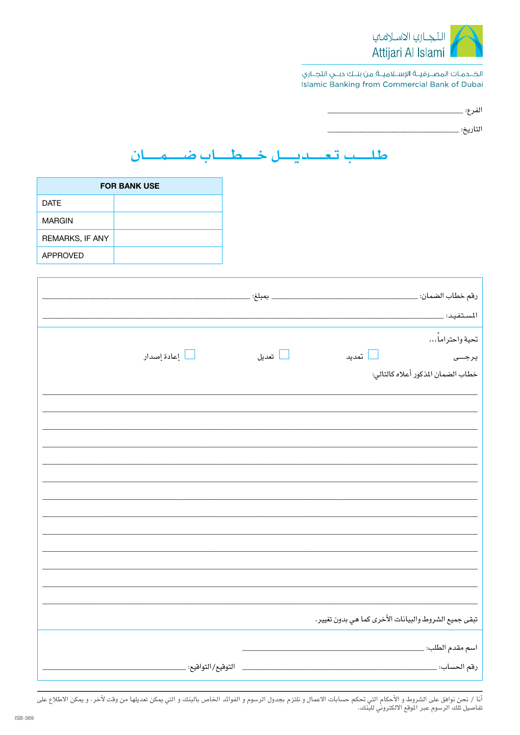التجـاري الاسلامي
Attijari Al Islami

الخـدمـات المصـرفيـة الإسـلاميـة من بنـك دبـي التجـاري
Islamic Banking from Commercial Bank of Dubai

الفرع: ______________________________

التاريخ: ______________________________

# طلب تعديل خطاب ضمان

| FOR BANK USE | |
|---|---|
| DATE | |
| MARGIN | |
| REMARKS, IF ANY | |
| APPROVED | |

رقم خطاب الضمان: ______________________________ بمبلغ: ______________________________

المستفيد: ______________________________

تحية واحتراماً،،،

يرجى ☐ تمديد ☐ تعديل ☐ إعادة إصدار

خطاب الضمان المذكور أعلاه كالتالي:

______________________________________________________________________

______________________________________________________________________

______________________________________________________________________

______________________________________________________________________

______________________________________________________________________

______________________________________________________________________

______________________________________________________________________

______________________________________________________________________

______________________________________________________________________

______________________________________________________________________

______________________________________________________________________

______________________________________________________________________

تبقى جميع الشروط والبيانات الأخرى كما هي بدون تغيير.

اسم مقدم الطلب: ______________________________

رقم الحساب: ______________________________ التوقيع/التواقيع: ______________________________

أنا / نحن نوافق على الشروط و الأحكام التي تحكم حسابات الاعمال و نلتزم بجدول الرسوم و الفوائد الخاص بالبنك و التي يمكن تعديلها من وقت لآخر، و يمكن الاطلاع على تفاصيل تلك الرسوم عبر الموقع الالكتروني للبنك.

ISB-369